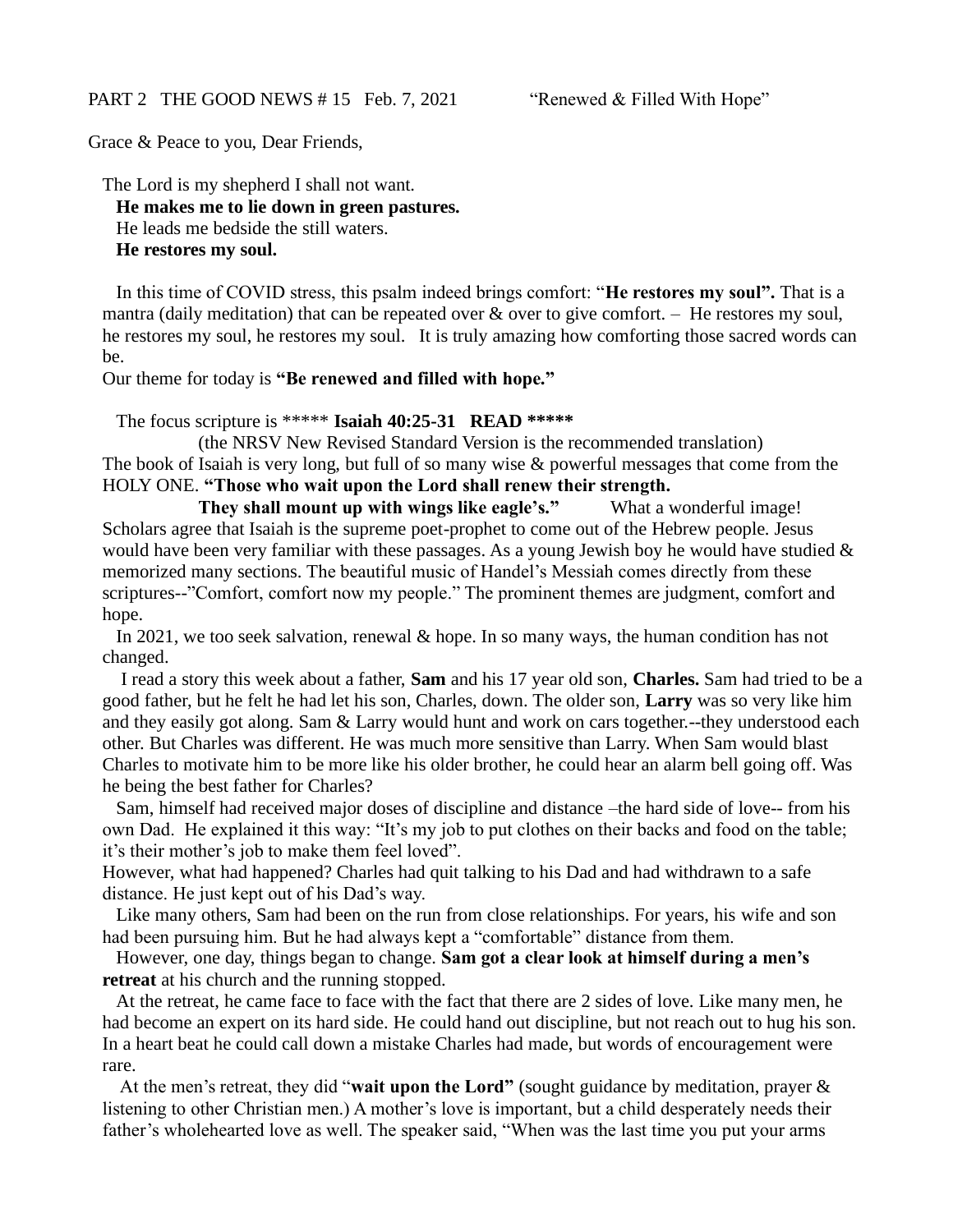PART 2 THE GOOD NEWS # 15 Feb. 7, 2021 "Renewed & Filled With Hope"

Grace & Peace to you, Dear Friends,

The Lord is my shepherd I shall not want.
**He makes me to lie down in green pastures.**
He leads me bedside the still waters.
**He restores my soul.**

In this time of COVID stress, this psalm indeed brings comfort: "**He restores my soul".** That is a mantra (daily meditation) that can be repeated over & over to give comfort. – He restores my soul, he restores my soul, he restores my soul. It is truly amazing how comforting those sacred words can be.

Our theme for today is **"Be renewed and filled with hope."**

The focus scripture is ***** **Isaiah 40:25-31 READ ******* (the NRSV New Revised Standard Version is the recommended translation)

The book of Isaiah is very long, but full of so many wise & powerful messages that come from the HOLY ONE. **"Those who wait upon the Lord shall renew their strength. They shall mount up with wings like eagle's."** What a wonderful image! Scholars agree that Isaiah is the supreme poet-prophet to come out of the Hebrew people. Jesus would have been very familiar with these passages. As a young Jewish boy he would have studied & memorized many sections. The beautiful music of Handel's Messiah comes directly from these scriptures--"Comfort, comfort now my people." The prominent themes are judgment, comfort and hope.

In 2021, we too seek salvation, renewal & hope. In so many ways, the human condition has not changed.

I read a story this week about a father, **Sam** and his 17 year old son, **Charles.** Sam had tried to be a good father, but he felt he had let his son, Charles, down. The older son, **Larry** was so very like him and they easily got along. Sam & Larry would hunt and work on cars together.--they understood each other. But Charles was different. He was much more sensitive than Larry. When Sam would blast Charles to motivate him to be more like his older brother, he could hear an alarm bell going off. Was he being the best father for Charles?

Sam, himself had received major doses of discipline and distance –the hard side of love-- from his own Dad. He explained it this way: "It's my job to put clothes on their backs and food on the table; it's their mother's job to make them feel loved".

However, what had happened? Charles had quit talking to his Dad and had withdrawn to a safe distance. He just kept out of his Dad's way.

Like many others, Sam had been on the run from close relationships. For years, his wife and son had been pursuing him. But he had always kept a "comfortable" distance from them.

However, one day, things began to change. **Sam got a clear look at himself during a men's retreat** at his church and the running stopped.

At the retreat, he came face to face with the fact that there are 2 sides of love. Like many men, he had become an expert on its hard side. He could hand out discipline, but not reach out to hug his son. In a heart beat he could call down a mistake Charles had made, but words of encouragement were rare.

At the men's retreat, they did "**wait upon the Lord"** (sought guidance by meditation, prayer & listening to other Christian men.) A mother's love is important, but a child desperately needs their father's wholehearted love as well. The speaker said, "When was the last time you put your arms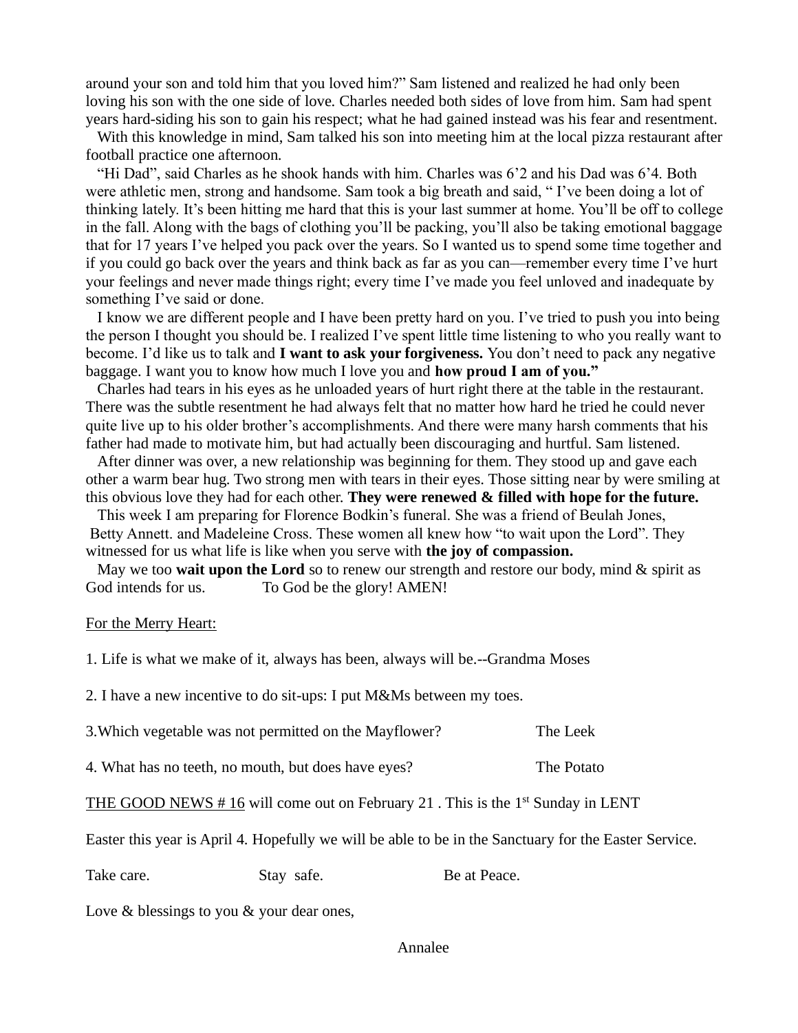around your son and told him that you loved him?" Sam listened and realized he had only been loving his son with the one side of love. Charles needed both sides of love from him. Sam had spent years hard-siding his son to gain his respect; what he had gained instead was his fear and resentment.

With this knowledge in mind, Sam talked his son into meeting him at the local pizza restaurant after football practice one afternoon.

"Hi Dad", said Charles as he shook hands with him. Charles was 6'2 and his Dad was 6'4. Both were athletic men, strong and handsome. Sam took a big breath and said, " I've been doing a lot of thinking lately. It's been hitting me hard that this is your last summer at home. You'll be off to college in the fall. Along with the bags of clothing you'll be packing, you'll also be taking emotional baggage that for 17 years I've helped you pack over the years. So I wanted us to spend some time together and if you could go back over the years and think back as far as you can—remember every time I've hurt your feelings and never made things right; every time I've made you feel unloved and inadequate by something I've said or done.

I know we are different people and I have been pretty hard on you. I've tried to push you into being the person I thought you should be. I realized I've spent little time listening to who you really want to become. I'd like us to talk and **I want to ask your forgiveness.** You don't need to pack any negative baggage. I want you to know how much I love you and **how proud I am of you."**

Charles had tears in his eyes as he unloaded years of hurt right there at the table in the restaurant. There was the subtle resentment he had always felt that no matter how hard he tried he could never quite live up to his older brother's accomplishments. And there were many harsh comments that his father had made to motivate him, but had actually been discouraging and hurtful. Sam listened.

After dinner was over, a new relationship was beginning for them. They stood up and gave each other a warm bear hug. Two strong men with tears in their eyes. Those sitting near by were smiling at this obvious love they had for each other. **They were renewed & filled with hope for the future.**

This week I am preparing for Florence Bodkin's funeral. She was a friend of Beulah Jones, Betty Annett. and Madeleine Cross. These women all knew how "to wait upon the Lord". They witnessed for us what life is like when you serve with **the joy of compassion.**

May we too **wait upon the Lord** so to renew our strength and restore our body, mind & spirit as God intends for us. To God be the glory! AMEN!

<u>For the Merry Heart:</u>

1. Life is what we make of it, always has been, always will be.--Grandma Moses

2. I have a new incentive to do sit-ups: I put M&Ms between my toes.

3. Which vegetable was not permitted on the Mayflower? The Leek

4. What has no teeth, no mouth, but does have eyes? The Potato

<u>THE GOOD NEWS # 16</u> will come out on February 21 . This is the 1st Sunday in LENT

Easter this year is April 4. Hopefully we will be able to be in the Sanctuary for the Easter Service.

Take care. Stay safe. Be at Peace.

Love & blessings to you & your dear ones,

Annalee